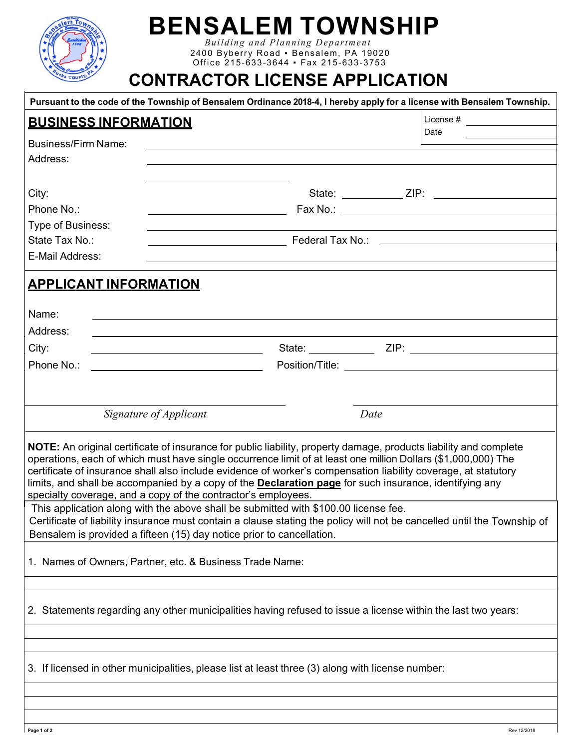# BENSALEM TOWNSHIP

*Building and Planning Department*
2400 Byberry Road ▪ Bensalem, PA 19020
Office 215-633-3644 ▪ Fax 215-633-3753

# CONTRACTOR LICENSE APPLICATION

**Pursuant to the code of the Township of Bensalem Ordinance 2018-4, I hereby apply for a license with Bensalem Township.**

## BUSINESS INFORMATION

License # ______________
Date ______________

Business/Firm Name: ______________________________

Address: ______________________________

______________________________

City: ______________ State: ______________ ZIP: ______________

Phone No.: ______________ Fax No.: ______________

Type of Business: ______________________________

State Tax No.: ______________ Federal Tax No.: ______________

E-Mail Address: ______________________________

## APPLICANT INFORMATION

Name: ______________________________

Address: ______________________________

City: ______________ State: ______________ ZIP: ______________

Phone No.: ______________ Position/Title: ______________

______________________________ ______________________________
*Signature of Applicant* *Date*

**NOTE:** An original certificate of insurance for public liability, property damage, products liability and complete operations, each of which must have single occurrence limit of at least one million Dollars ($1,000,000) The certificate of insurance shall also include evidence of worker's compensation liability coverage, at statutory limits, and shall be accompanied by a copy of the **Declaration page** for such insurance, identifying any specialty coverage, and a copy of the contractor's employees.

This application along with the above shall be submitted with $100.00 license fee.
Certificate of liability insurance must contain a clause stating the policy will not be cancelled until the Township of Bensalem is provided a fifteen (15) day notice prior to cancellation.

1. Names of Owners, Partner, etc. & Business Trade Name:

______________________________

2. Statements regarding any other municipalities having refused to issue a license within the last two years:

______________________________

______________________________

3. If licensed in other municipalities, please list at least three (3) along with license number:

______________________________

______________________________

______________________________

Rev 12/2018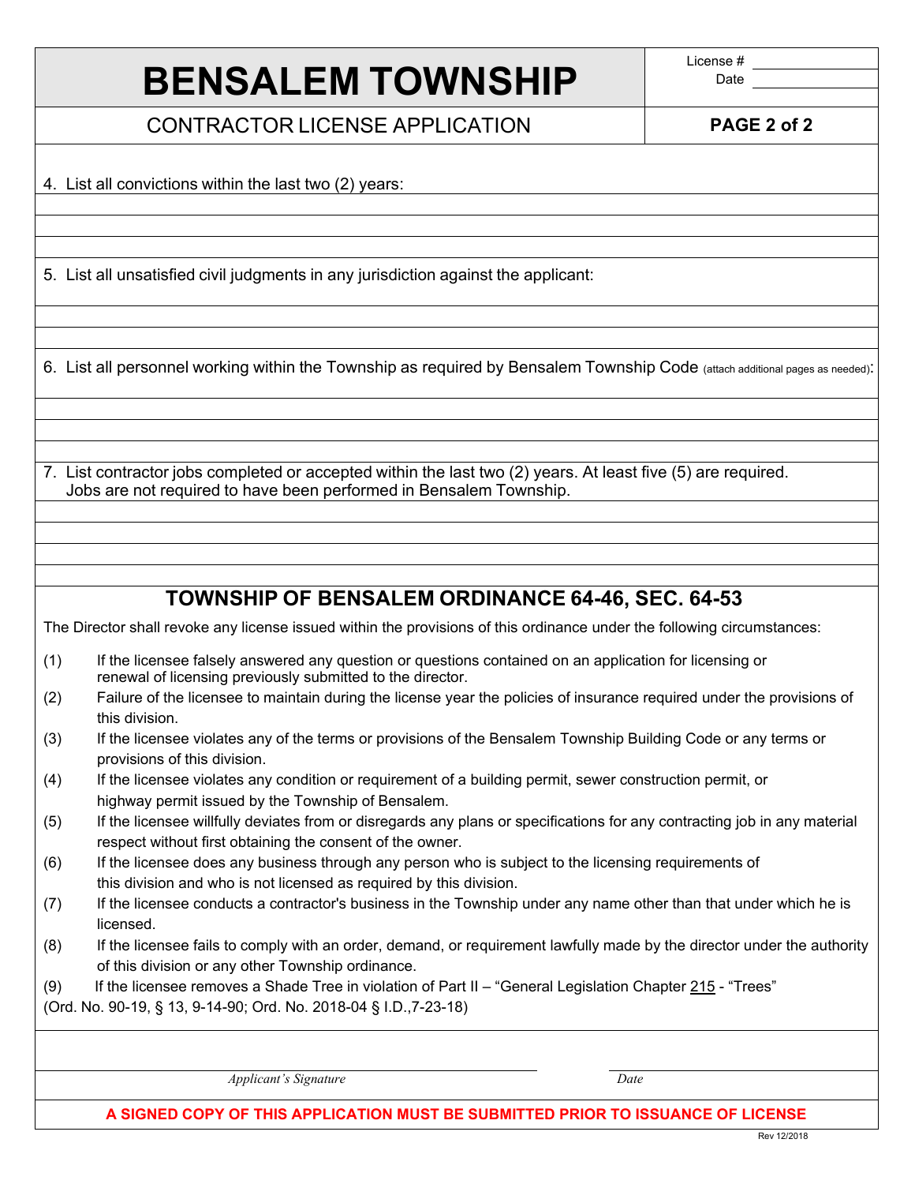# BENSALEM TOWNSHIP

License # ____________

Date ____________

## CONTRACTOR LICENSE APPLICATION

**PAGE 2 of 2**

4. List all convictions within the last two (2) years:

5. List all unsatisfied civil judgments in any jurisdiction against the applicant:

6. List all personnel working within the Township as required by Bensalem Township Code (attach additional pages as needed):

7. List contractor jobs completed or accepted within the last two (2) years. At least five (5) are required. Jobs are not required to have been performed in Bensalem Township.

## TOWNSHIP OF BENSALEM ORDINANCE 64-46, SEC. 64-53

The Director shall revoke any license issued within the provisions of this ordinance under the following circumstances:

(1) If the licensee falsely answered any question or questions contained on an application for licensing or renewal of licensing previously submitted to the director.

(2) Failure of the licensee to maintain during the license year the policies of insurance required under the provisions of this division.

(3) If the licensee violates any of the terms or provisions of the Bensalem Township Building Code or any terms or provisions of this division.

(4) If the licensee violates any condition or requirement of a building permit, sewer construction permit, or highway permit issued by the Township of Bensalem.

(5) If the licensee willfully deviates from or disregards any plans or specifications for any contracting job in any material respect without first obtaining the consent of the owner.

(6) If the licensee does any business through any person who is subject to the licensing requirements of this division and who is not licensed as required by this division.

(7) If the licensee conducts a contractor's business in the Township under any name other than that under which he is licensed.

(8) If the licensee fails to comply with an order, demand, or requirement lawfully made by the director under the authority of this division or any other Township ordinance.

(9) If the licensee removes a Shade Tree in violation of Part II – "General Legislation Chapter 215 - "Trees"

(Ord. No. 90-19, § 13, 9-14-90; Ord. No. 2018-04 § I.D.,7-23-18)

*Applicant's Signature* ______________________________ *Date* ____________

**A SIGNED COPY OF THIS APPLICATION MUST BE SUBMITTED PRIOR TO ISSUANCE OF LICENSE**

Rev 12/2018